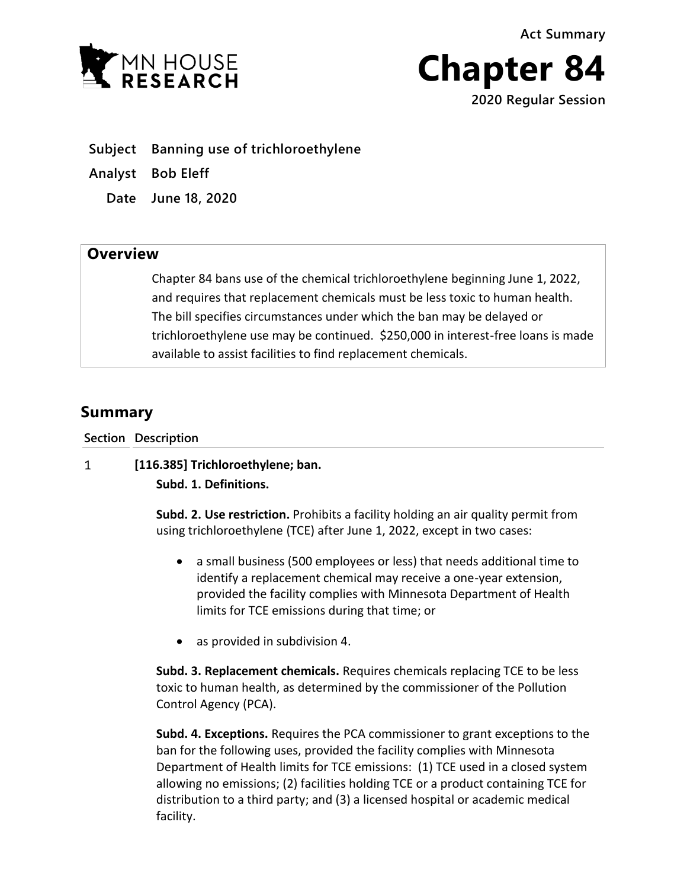Act Summary

# Chapter 84

2020 Regular Session

**Subject** Banning use of trichloroethylene

**Analyst** Bob Eleff

**Date** June 18, 2020

## Overview

Chapter 84 bans use of the chemical trichloroethylene beginning June 1, 2022, and requires that replacement chemicals must be less toxic to human health. The bill specifies circumstances under which the ban may be delayed or trichloroethylene use may be continued. $250,000 in interest-free loans is made available to assist facilities to find replacement chemicals.

## Summary

| Section | Description |
|---|---|
| 1 | **[116.385] Trichloroethylene; ban.** |

**Subd. 1. Definitions.**

**Subd. 2. Use restriction.** Prohibits a facility holding an air quality permit from using trichloroethylene (TCE) after June 1, 2022, except in two cases:

- a small business (500 employees or less) that needs additional time to identify a replacement chemical may receive a one-year extension, provided the facility complies with Minnesota Department of Health limits for TCE emissions during that time; or
- as provided in subdivision 4.

**Subd. 3. Replacement chemicals.** Requires chemicals replacing TCE to be less toxic to human health, as determined by the commissioner of the Pollution Control Agency (PCA).

**Subd. 4. Exceptions.** Requires the PCA commissioner to grant exceptions to the ban for the following uses, provided the facility complies with Minnesota Department of Health limits for TCE emissions: (1) TCE used in a closed system allowing no emissions; (2) facilities holding TCE or a product containing TCE for distribution to a third party; and (3) a licensed hospital or academic medical facility.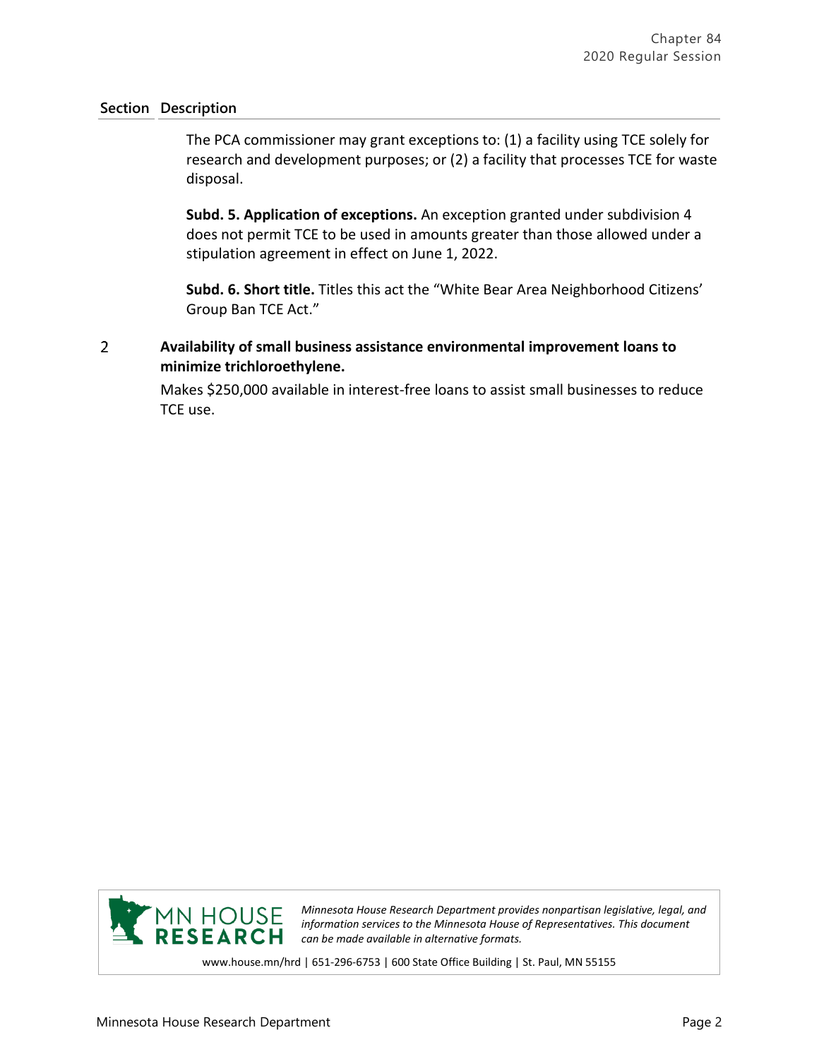| Section | Description |
|---|---|
| | The PCA commissioner may grant exceptions to: (1) a facility using TCE solely for research and development purposes; or (2) a facility that processes TCE for waste disposal.<br><br>**Subd. 5. Application of exceptions.** An exception granted under subdivision 4 does not permit TCE to be used in amounts greater than those allowed under a stipulation agreement in effect on June 1, 2022.<br><br>**Subd. 6. Short title.** Titles this act the "White Bear Area Neighborhood Citizens' Group Ban TCE Act." |
| 2 | **Availability of small business assistance environmental improvement loans to minimize trichloroethylene.**<br>Makes $250,000 available in interest-free loans to assist small businesses to reduce TCE use. |

MN HOUSE RESEARCH

*Minnesota House Research Department provides nonpartisan legislative, legal, and information services to the Minnesota House of Representatives. This document can be made available in alternative formats.*

www.house.mn/hrd | 651-296-6753 | 600 State Office Building | St. Paul, MN 55155